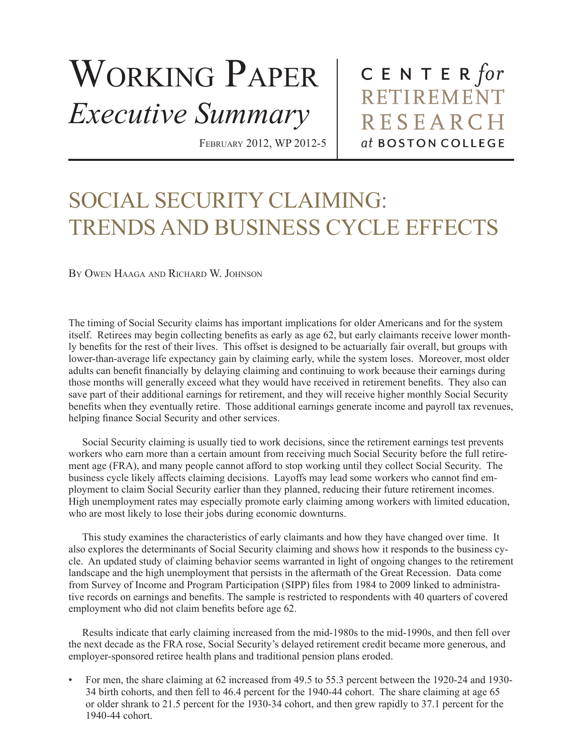# Working Paper *Executive Summary*

February 2012, WP 2012-5

CENTER *for* RETIREMENT RESEARCH *at* BOSTON COLLEGE

# SOCIAL SECURITY CLAIMING: TRENDS AND BUSINESS CYCLE EFFECTS

By Owen Haaga and Richard W. Johnson

The timing of Social Security claims has important implications for older Americans and for the system itself. Retirees may begin collecting benefits as early as age 62, but early claimants receive lower monthly benefits for the rest of their lives. This offset is designed to be actuarially fair overall, but groups with lower-than-average life expectancy gain by claiming early, while the system loses. Moreover, most older adults can benefit financially by delaying claiming and continuing to work because their earnings during those months will generally exceed what they would have received in retirement benefits. They also can save part of their additional earnings for retirement, and they will receive higher monthly Social Security benefits when they eventually retire. Those additional earnings generate income and payroll tax revenues, helping finance Social Security and other services.

Social Security claiming is usually tied to work decisions, since the retirement earnings test prevents workers who earn more than a certain amount from receiving much Social Security before the full retirement age (FRA), and many people cannot afford to stop working until they collect Social Security. The business cycle likely affects claiming decisions. Layoffs may lead some workers who cannot find employment to claim Social Security earlier than they planned, reducing their future retirement incomes. High unemployment rates may especially promote early claiming among workers with limited education, who are most likely to lose their jobs during economic downturns.

This study examines the characteristics of early claimants and how they have changed over time. It also explores the determinants of Social Security claiming and shows how it responds to the business cycle. An updated study of claiming behavior seems warranted in light of ongoing changes to the retirement landscape and the high unemployment that persists in the aftermath of the Great Recession. Data come from Survey of Income and Program Participation (SIPP) files from 1984 to 2009 linked to administrative records on earnings and benefits. The sample is restricted to respondents with 40 quarters of covered employment who did not claim benefits before age 62.

Results indicate that early claiming increased from the mid-1980s to the mid-1990s, and then fell over the next decade as the FRA rose, Social Security's delayed retirement credit became more generous, and employer-sponsored retiree health plans and traditional pension plans eroded.

- For men, the share claiming at 62 increased from 49.5 to 55.3 percent between the 1920-24 and 1930-34 birth cohorts, and then fell to 46.4 percent for the 1940-44 cohort. The share claiming at age 65 or older shrank to 21.5 percent for the 1930-34 cohort, and then grew rapidly to 37.1 percent for the 1940-44 cohort.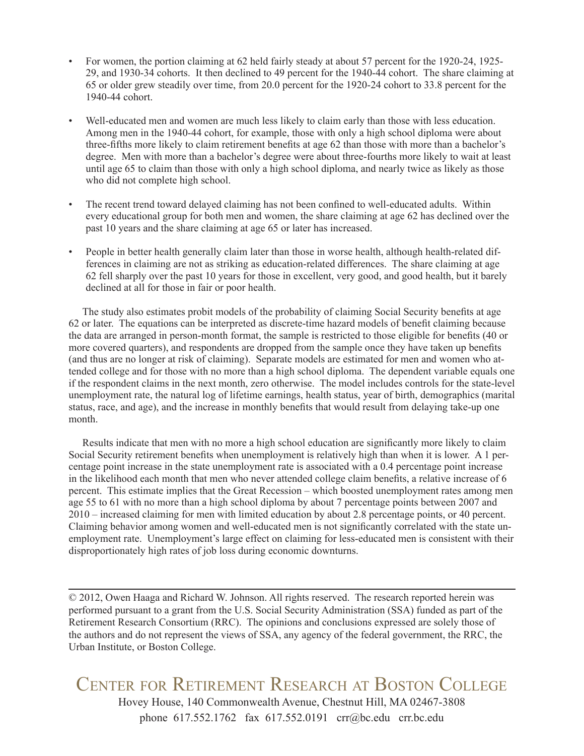- For women, the portion claiming at 62 held fairly steady at about 57 percent for the 1920-24, 1925-29, and 1930-34 cohorts. It then declined to 49 percent for the 1940-44 cohort. The share claiming at 65 or older grew steadily over time, from 20.0 percent for the 1920-24 cohort to 33.8 percent for the 1940-44 cohort.
- Well-educated men and women are much less likely to claim early than those with less education. Among men in the 1940-44 cohort, for example, those with only a high school diploma were about three-fifths more likely to claim retirement benefits at age 62 than those with more than a bachelor's degree. Men with more than a bachelor's degree were about three-fourths more likely to wait at least until age 65 to claim than those with only a high school diploma, and nearly twice as likely as those who did not complete high school.
- The recent trend toward delayed claiming has not been confined to well-educated adults. Within every educational group for both men and women, the share claiming at age 62 has declined over the past 10 years and the share claiming at age 65 or later has increased.
- People in better health generally claim later than those in worse health, although health-related differences in claiming are not as striking as education-related differences. The share claiming at age 62 fell sharply over the past 10 years for those in excellent, very good, and good health, but it barely declined at all for those in fair or poor health.

The study also estimates probit models of the probability of claiming Social Security benefits at age 62 or later. The equations can be interpreted as discrete-time hazard models of benefit claiming because the data are arranged in person-month format, the sample is restricted to those eligible for benefits (40 or more covered quarters), and respondents are dropped from the sample once they have taken up benefits (and thus are no longer at risk of claiming). Separate models are estimated for men and women who attended college and for those with no more than a high school diploma. The dependent variable equals one if the respondent claims in the next month, zero otherwise. The model includes controls for the state-level unemployment rate, the natural log of lifetime earnings, health status, year of birth, demographics (marital status, race, and age), and the increase in monthly benefits that would result from delaying take-up one month.

Results indicate that men with no more a high school education are significantly more likely to claim Social Security retirement benefits when unemployment is relatively high than when it is lower. A 1 percentage point increase in the state unemployment rate is associated with a 0.4 percentage point increase in the likelihood each month that men who never attended college claim benefits, a relative increase of 6 percent. This estimate implies that the Great Recession – which boosted unemployment rates among men age 55 to 61 with no more than a high school diploma by about 7 percentage points between 2007 and 2010 – increased claiming for men with limited education by about 2.8 percentage points, or 40 percent. Claiming behavior among women and well-educated men is not significantly correlated with the state unemployment rate. Unemployment's large effect on claiming for less-educated men is consistent with their disproportionately high rates of job loss during economic downturns.

---

© 2012, Owen Haaga and Richard W. Johnson. All rights reserved. The research reported herein was performed pursuant to a grant from the U.S. Social Security Administration (SSA) funded as part of the Retirement Research Consortium (RRC). The opinions and conclusions expressed are solely those of the authors and do not represent the views of SSA, any agency of the federal government, the RRC, the Urban Institute, or Boston College.

## Center for Retirement Research at Boston College

Hovey House, 140 Commonwealth Avenue, Chestnut Hill, MA 02467-3808
phone 617.552.1762 fax 617.552.0191 crr@bc.edu crr.bc.edu